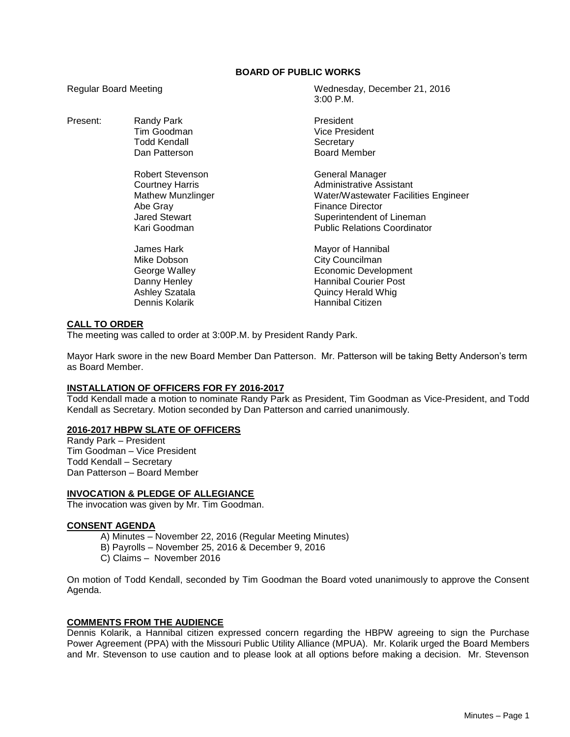**BOARD OF PUBLIC WORKS**

Regular Board Meeting — Wednesday, December 21, 2016, 3:00 P.M.

| Present: | | |
|---|---|---|
| | Randy Park | President |
| | Tim Goodman | Vice President |
| | Todd Kendall | Secretary |
| | Dan Patterson | Board Member |
| | | |
| | Robert Stevenson | General Manager |
| | Courtney Harris | Administrative Assistant |
| | Mathew Munzlinger | Water/Wastewater Facilities Engineer |
| | Abe Gray | Finance Director |
| | Jared Stewart | Superintendent of Lineman |
| | Kari Goodman | Public Relations Coordinator |
| | | |
| | James Hark | Mayor of Hannibal |
| | Mike Dobson | City Councilman |
| | George Walley | Economic Development |
| | Danny Henley | Hannibal Courier Post |
| | Ashley Szatala | Quincy Herald Whig |
| | Dennis Kolarik | Hannibal Citizen |

**CALL TO ORDER**

The meeting was called to order at 3:00P.M. by President Randy Park.

Mayor Hark swore in the new Board Member Dan Patterson. Mr. Patterson will be taking Betty Anderson's term as Board Member.

**INSTALLATION OF OFFICERS FOR FY 2016-2017**

Todd Kendall made a motion to nominate Randy Park as President, Tim Goodman as Vice-President, and Todd Kendall as Secretary. Motion seconded by Dan Patterson and carried unanimously.

**2016-2017 HBPW SLATE OF OFFICERS**

Randy Park – President
Tim Goodman – Vice President
Todd Kendall – Secretary
Dan Patterson – Board Member

**INVOCATION & PLEDGE OF ALLEGIANCE**

The invocation was given by Mr. Tim Goodman.

**CONSENT AGENDA**

A) Minutes – November 22, 2016 (Regular Meeting Minutes)
B) Payrolls – November 25, 2016 & December 9, 2016
C) Claims – November 2016

On motion of Todd Kendall, seconded by Tim Goodman the Board voted unanimously to approve the Consent Agenda.

**COMMENTS FROM THE AUDIENCE**

Dennis Kolarik, a Hannibal citizen expressed concern regarding the HBPW agreeing to sign the Purchase Power Agreement (PPA) with the Missouri Public Utility Alliance (MPUA). Mr. Kolarik urged the Board Members and Mr. Stevenson to use caution and to please look at all options before making a decision. Mr. Stevenson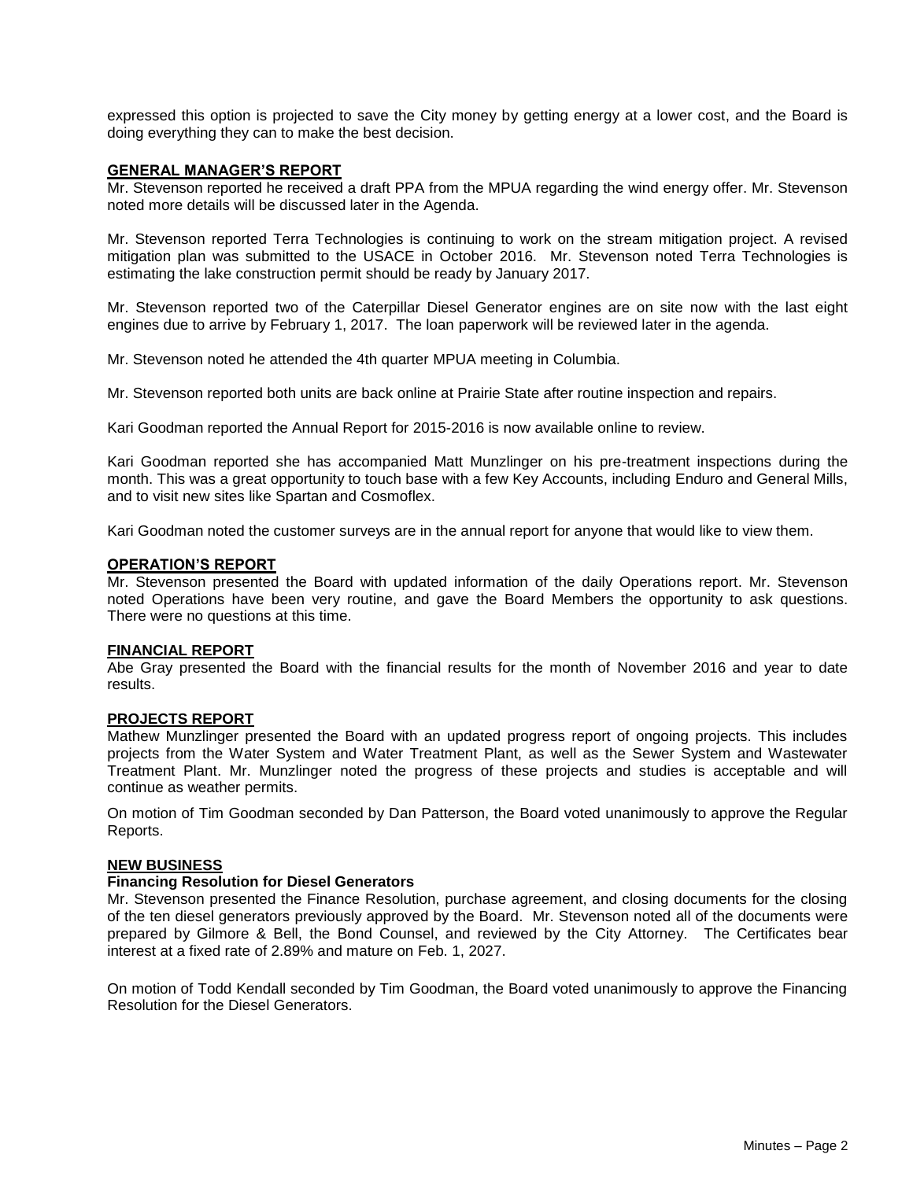expressed this option is projected to save the City money by getting energy at a lower cost, and the Board is doing everything they can to make the best decision.

## GENERAL MANAGER'S REPORT

Mr. Stevenson reported he received a draft PPA from the MPUA regarding the wind energy offer. Mr. Stevenson noted more details will be discussed later in the Agenda.

Mr. Stevenson reported Terra Technologies is continuing to work on the stream mitigation project. A revised mitigation plan was submitted to the USACE in October 2016. Mr. Stevenson noted Terra Technologies is estimating the lake construction permit should be ready by January 2017.

Mr. Stevenson reported two of the Caterpillar Diesel Generator engines are on site now with the last eight engines due to arrive by February 1, 2017. The loan paperwork will be reviewed later in the agenda.

Mr. Stevenson noted he attended the 4th quarter MPUA meeting in Columbia.

Mr. Stevenson reported both units are back online at Prairie State after routine inspection and repairs.

Kari Goodman reported the Annual Report for 2015-2016 is now available online to review.

Kari Goodman reported she has accompanied Matt Munzlinger on his pre-treatment inspections during the month. This was a great opportunity to touch base with a few Key Accounts, including Enduro and General Mills, and to visit new sites like Spartan and Cosmoflex.

Kari Goodman noted the customer surveys are in the annual report for anyone that would like to view them.

## OPERATION'S REPORT

Mr. Stevenson presented the Board with updated information of the daily Operations report. Mr. Stevenson noted Operations have been very routine, and gave the Board Members the opportunity to ask questions. There were no questions at this time.

## FINANCIAL REPORT

Abe Gray presented the Board with the financial results for the month of November 2016 and year to date results.

## PROJECTS REPORT

Mathew Munzlinger presented the Board with an updated progress report of ongoing projects. This includes projects from the Water System and Water Treatment Plant, as well as the Sewer System and Wastewater Treatment Plant. Mr. Munzlinger noted the progress of these projects and studies is acceptable and will continue as weather permits.

On motion of Tim Goodman seconded by Dan Patterson, the Board voted unanimously to approve the Regular Reports.

## NEW BUSINESS

### Financing Resolution for Diesel Generators

Mr. Stevenson presented the Finance Resolution, purchase agreement, and closing documents for the closing of the ten diesel generators previously approved by the Board. Mr. Stevenson noted all of the documents were prepared by Gilmore & Bell, the Bond Counsel, and reviewed by the City Attorney. The Certificates bear interest at a fixed rate of 2.89% and mature on Feb. 1, 2027.

On motion of Todd Kendall seconded by Tim Goodman, the Board voted unanimously to approve the Financing Resolution for the Diesel Generators.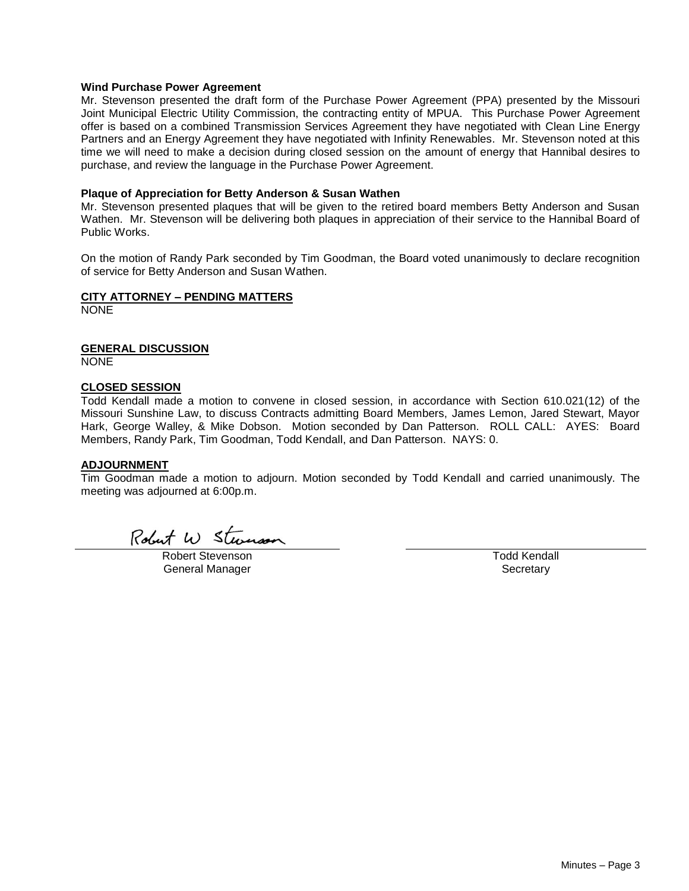**Wind Purchase Power Agreement**

Mr. Stevenson presented the draft form of the Purchase Power Agreement (PPA) presented by the Missouri Joint Municipal Electric Utility Commission, the contracting entity of MPUA. This Purchase Power Agreement offer is based on a combined Transmission Services Agreement they have negotiated with Clean Line Energy Partners and an Energy Agreement they have negotiated with Infinity Renewables. Mr. Stevenson noted at this time we will need to make a decision during closed session on the amount of energy that Hannibal desires to purchase, and review the language in the Purchase Power Agreement.

**Plaque of Appreciation for Betty Anderson & Susan Wathen**

Mr. Stevenson presented plaques that will be given to the retired board members Betty Anderson and Susan Wathen. Mr. Stevenson will be delivering both plaques in appreciation of their service to the Hannibal Board of Public Works.

On the motion of Randy Park seconded by Tim Goodman, the Board voted unanimously to declare recognition of service for Betty Anderson and Susan Wathen.

**CITY ATTORNEY – PENDING MATTERS**

NONE

**GENERAL DISCUSSION**

NONE

**CLOSED SESSION**

Todd Kendall made a motion to convene in closed session, in accordance with Section 610.021(12) of the Missouri Sunshine Law, to discuss Contracts admitting Board Members, James Lemon, Jared Stewart, Mayor Hark, George Walley, & Mike Dobson. Motion seconded by Dan Patterson. ROLL CALL: AYES: Board Members, Randy Park, Tim Goodman, Todd Kendall, and Dan Patterson. NAYS: 0.

**ADJOURNMENT**

Tim Goodman made a motion to adjourn. Motion seconded by Todd Kendall and carried unanimously. The meeting was adjourned at 6:00p.m.

Robert W Stevenson

Robert Stevenson
General Manager

Todd Kendall
Secretary